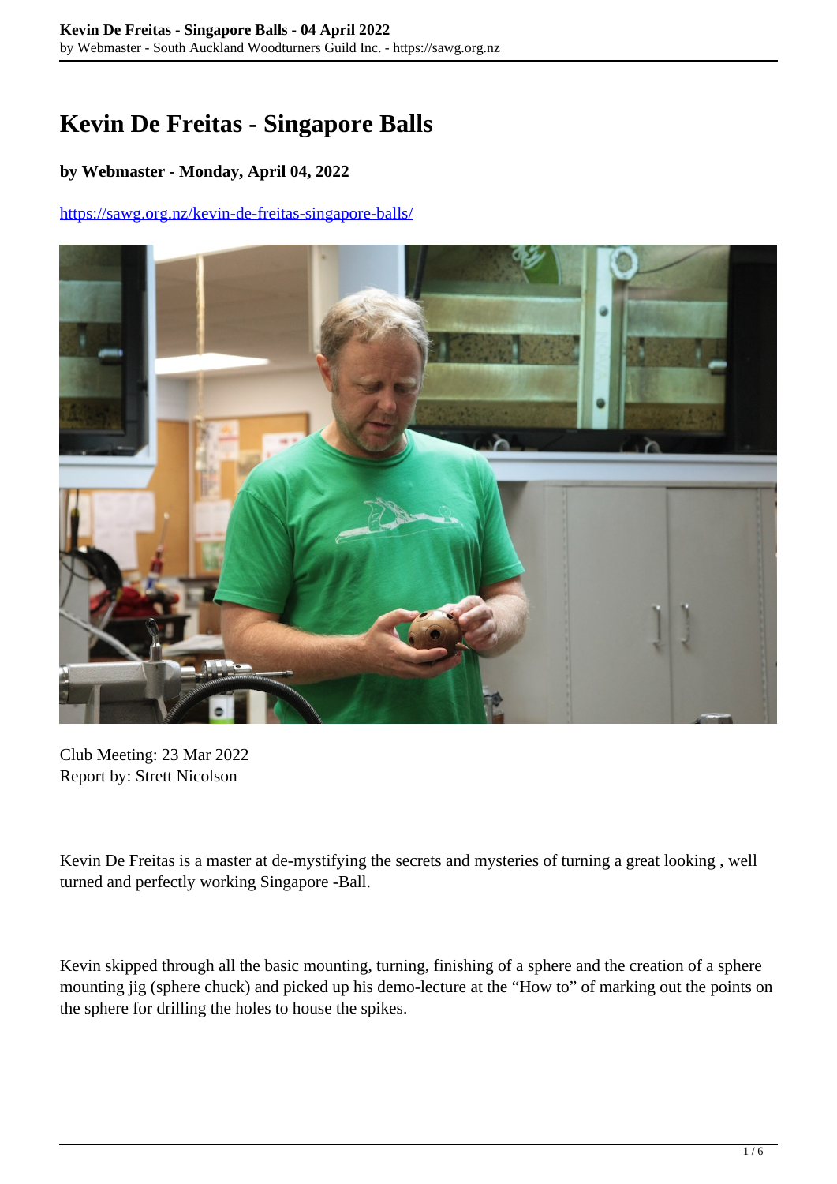# Kevin De Freitas - Singapore Balls

**by Webmaster - Monday, April 04, 2022**

https://sawg.org.nz/kevin-de-freitas-singapore-balls/

Club Meeting: 23 Mar 2022
Report by: Strett Nicolson

Kevin De Freitas is a master at de-mystifying the secrets and mysteries of turning a great looking , well turned and perfectly working Singapore -Ball.

Kevin skipped through all the basic mounting, turning, finishing of a sphere and the creation of a sphere mounting jig (sphere chuck) and picked up his demo-lecture at the "How to" of marking out the points on the sphere for drilling the holes to house the spikes.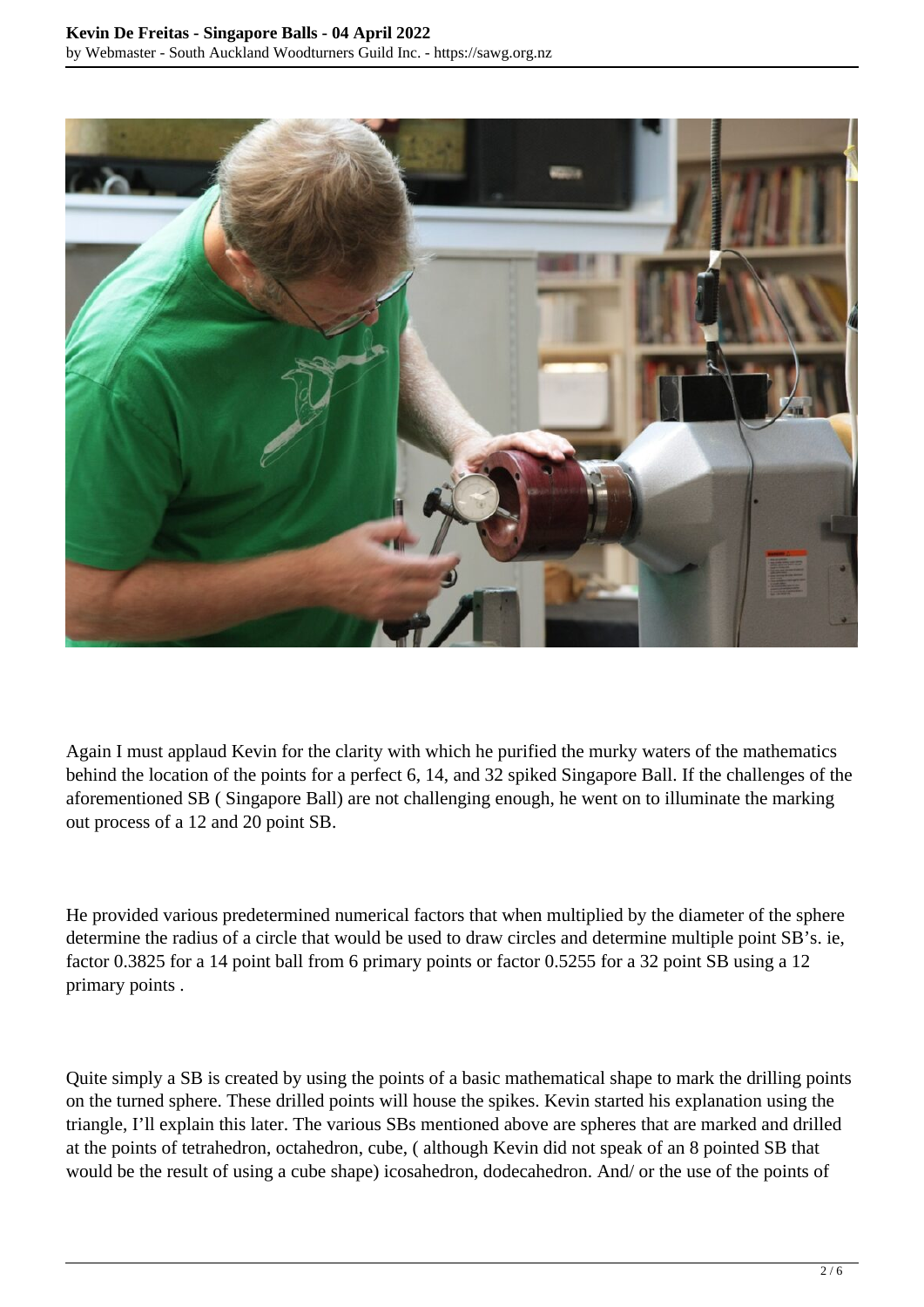Again I must applaud Kevin for the clarity with which he purified the murky waters of the mathematics behind the location of the points for a perfect 6, 14, and 32 spiked Singapore Ball. If the challenges of the aforementioned SB ( Singapore Ball) are not challenging enough, he went on to illuminate the marking out process of a 12 and 20 point SB.

He provided various predetermined numerical factors that when multiplied by the diameter of the sphere determine the radius of a circle that would be used to draw circles and determine multiple point SB's. ie, factor 0.3825 for a 14 point ball from 6 primary points or factor 0.5255 for a 32 point SB using a 12 primary points .

Quite simply a SB is created by using the points of a basic mathematical shape to mark the drilling points on the turned sphere. These drilled points will house the spikes. Kevin started his explanation using the triangle, I'll explain this later. The various SBs mentioned above are spheres that are marked and drilled at the points of tetrahedron, octahedron, cube, ( although Kevin did not speak of an 8 pointed SB that would be the result of using a cube shape) icosahedron, dodecahedron. And/ or the use of the points of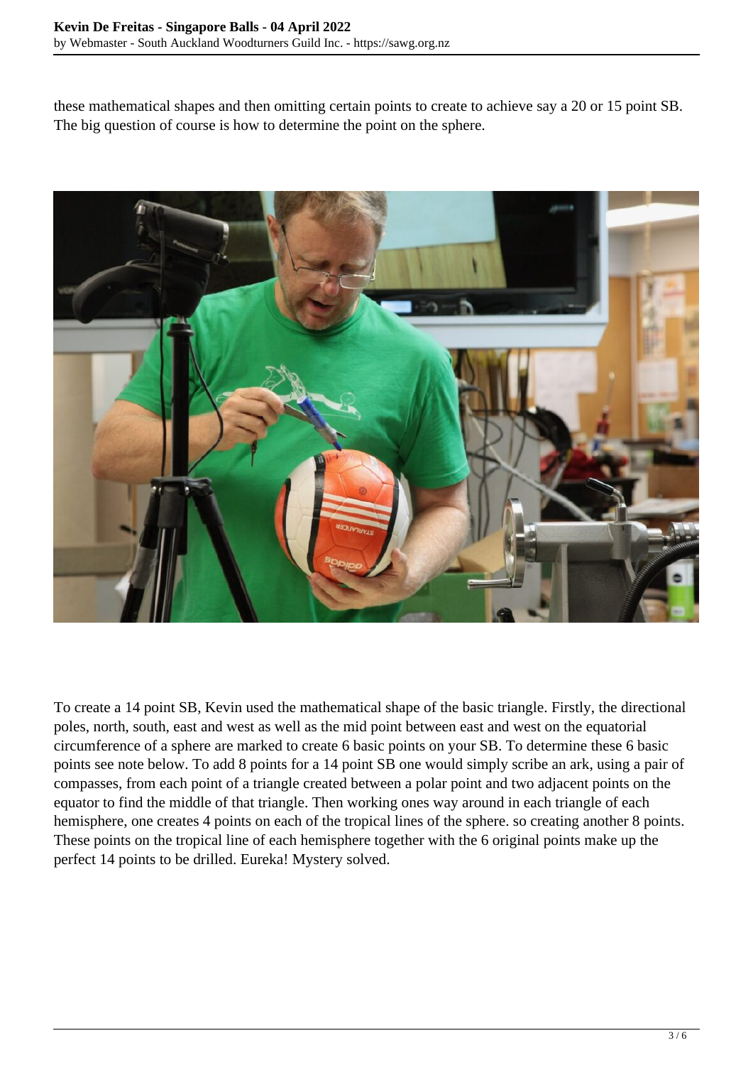these mathematical shapes and then omitting certain points to create to achieve say a 20 or 15 point SB. The big question of course is how to determine the point on the sphere.

To create a 14 point SB, Kevin used the mathematical shape of the basic triangle. Firstly, the directional poles, north, south, east and west as well as the mid point between east and west on the equatorial circumference of a sphere are marked to create 6 basic points on your SB. To determine these 6 basic points see note below. To add 8 points for a 14 point SB one would simply scribe an ark, using a pair of compasses, from each point of a triangle created between a polar point and two adjacent points on the equator to find the middle of that triangle. Then working ones way around in each triangle of each hemisphere, one creates 4 points on each of the tropical lines of the sphere. so creating another 8 points. These points on the tropical line of each hemisphere together with the 6 original points make up the perfect 14 points to be drilled. Eureka! Mystery solved.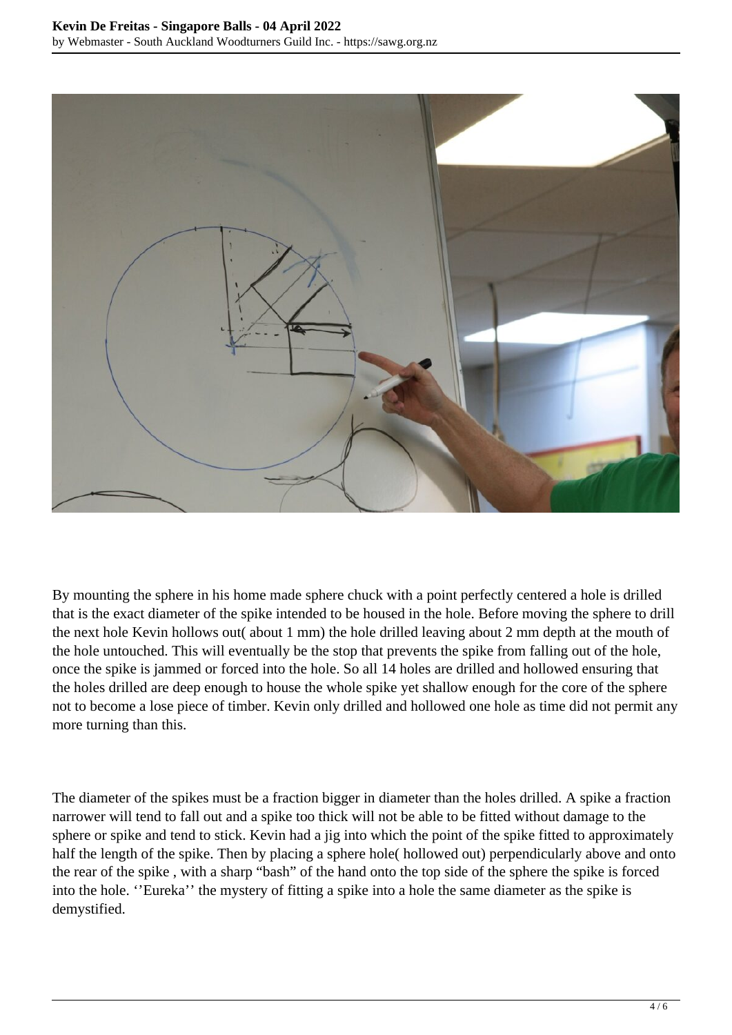By mounting the sphere in his home made sphere chuck with a point perfectly centered a hole is drilled that is the exact diameter of the spike intended to be housed in the hole. Before moving the sphere to drill the next hole Kevin hollows out( about 1 mm) the hole drilled leaving about 2 mm depth at the mouth of the hole untouched. This will eventually be the stop that prevents the spike from falling out of the hole, once the spike is jammed or forced into the hole. So all 14 holes are drilled and hollowed ensuring that the holes drilled are deep enough to house the whole spike yet shallow enough for the core of the sphere not to become a lose piece of timber. Kevin only drilled and hollowed one hole as time did not permit any more turning than this.

The diameter of the spikes must be a fraction bigger in diameter than the holes drilled. A spike a fraction narrower will tend to fall out and a spike too thick will not be able to be fitted without damage to the sphere or spike and tend to stick. Kevin had a jig into which the point of the spike fitted to approximately half the length of the spike. Then by placing a sphere hole( hollowed out) perpendicularly above and onto the rear of the spike , with a sharp "bash" of the hand onto the top side of the sphere the spike is forced into the hole. ''Eureka'' the mystery of fitting a spike into a hole the same diameter as the spike is demystified.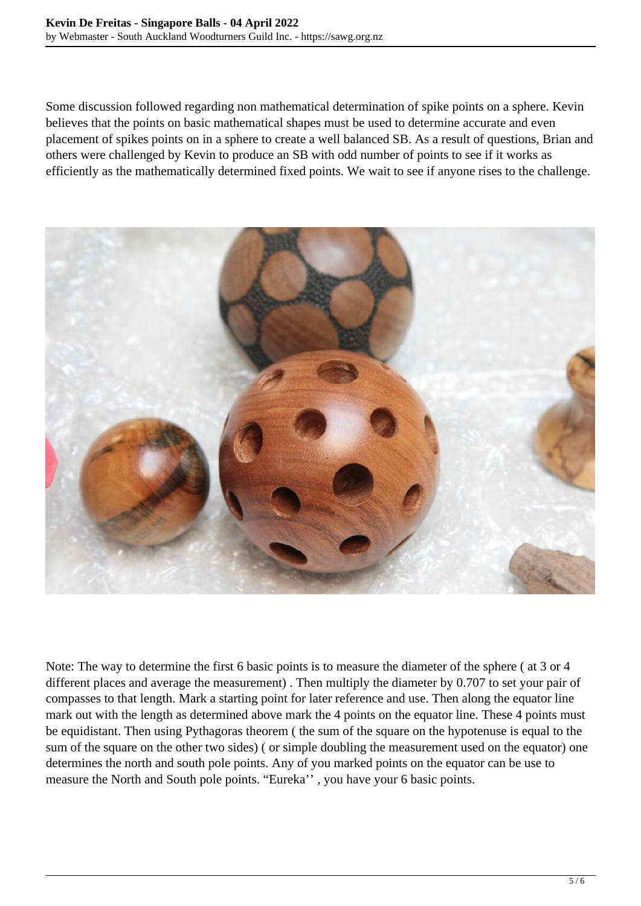Some discussion followed regarding non mathematical determination of spike points on a sphere. Kevin believes that the points on basic mathematical shapes must be used to determine accurate and even placement of spikes points on in a sphere to create a well balanced SB. As a result of questions, Brian and others were challenged by Kevin to produce an SB with odd number of points to see if it works as efficiently as the mathematically determined fixed points. We wait to see if anyone rises to the challenge.

Note: The way to determine the first 6 basic points is to measure the diameter of the sphere ( at 3 or 4 different places and average the measurement) . Then multiply the diameter by 0.707 to set your pair of compasses to that length. Mark a starting point for later reference and use. Then along the equator line mark out with the length as determined above mark the 4 points on the equator line. These 4 points must be equidistant. Then using Pythagoras theorem ( the sum of the square on the hypotenuse is equal to the sum of the square on the other two sides) ( or simple doubling the measurement used on the equator) one determines the north and south pole points. Any of you marked points on the equator can be use to measure the North and South pole points. “Eureka’’ , you have your 6 basic points.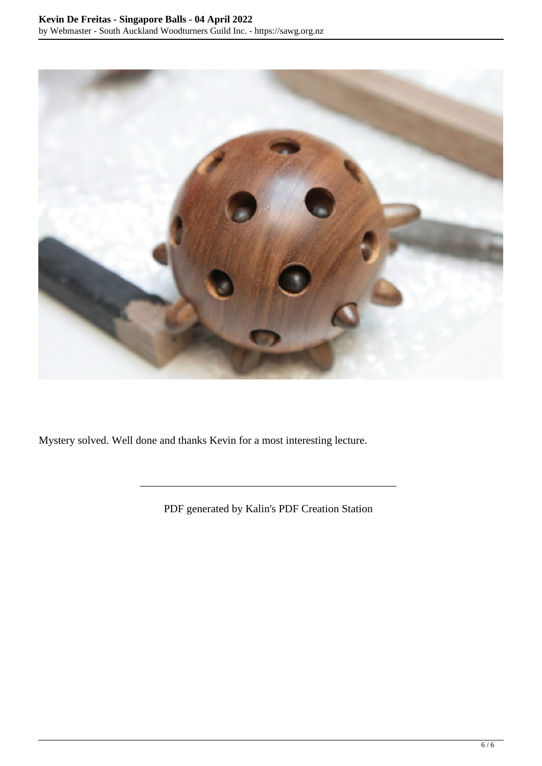Mystery solved. Well done and thanks Kevin for a most interesting lecture.

PDF generated by Kalin's PDF Creation Station